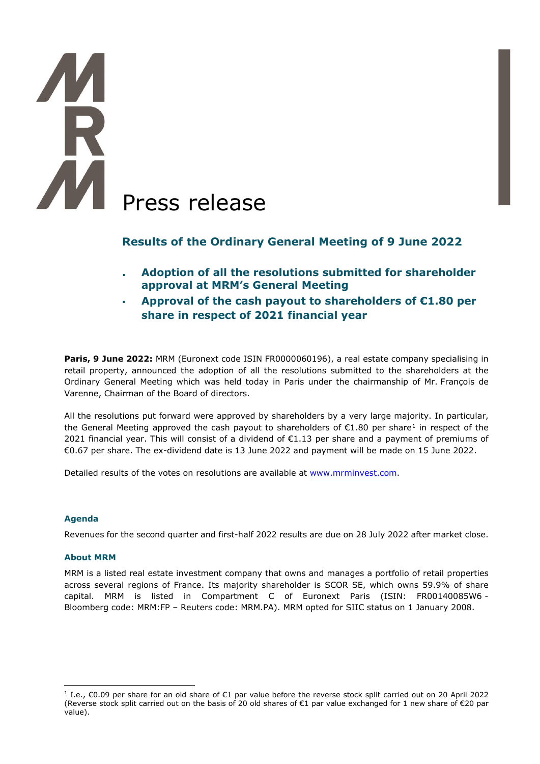# Press release

## Results of the Ordinary General Meeting of 9 June 2022

- **Adoption of all the resolutions submitted for shareholder approval at MRM's General Meeting**
- **Approval of the cash payout to shareholders of €1.80 per share in respect of 2021 financial year**

**Paris, 9 June 2022:** MRM (Euronext code ISIN FR0000060196), a real estate company specialising in retail property, announced the adoption of all the resolutions submitted to the shareholders at the Ordinary General Meeting which was held today in Paris under the chairmanship of Mr. François de Varenne, Chairman of the Board of directors.

All the resolutions put forward were approved by shareholders by a very large majority. In particular, the General Meeting approved the cash payout to shareholders of €1.80 per share[1] in respect of the 2021 financial year. This will consist of a dividend of €1.13 per share and a payment of premiums of €0.67 per share. The ex-dividend date is 13 June 2022 and payment will be made on 15 June 2022.

Detailed results of the votes on resolutions are available at www.mrminvest.com.

### Agenda

Revenues for the second quarter and first-half 2022 results are due on 28 July 2022 after market close.

### About MRM

MRM is a listed real estate investment company that owns and manages a portfolio of retail properties across several regions of France. Its majority shareholder is SCOR SE, which owns 59.9% of share capital. MRM is listed in Compartment C of Euronext Paris (ISIN: FR00140085W6 - Bloomberg code: MRM:FP – Reuters code: MRM.PA). MRM opted for SIIC status on 1 January 2008.

---

[1] I.e., €0.09 per share for an old share of €1 par value before the reverse stock split carried out on 20 April 2022 (Reverse stock split carried out on the basis of 20 old shares of €1 par value exchanged for 1 new share of €20 par value).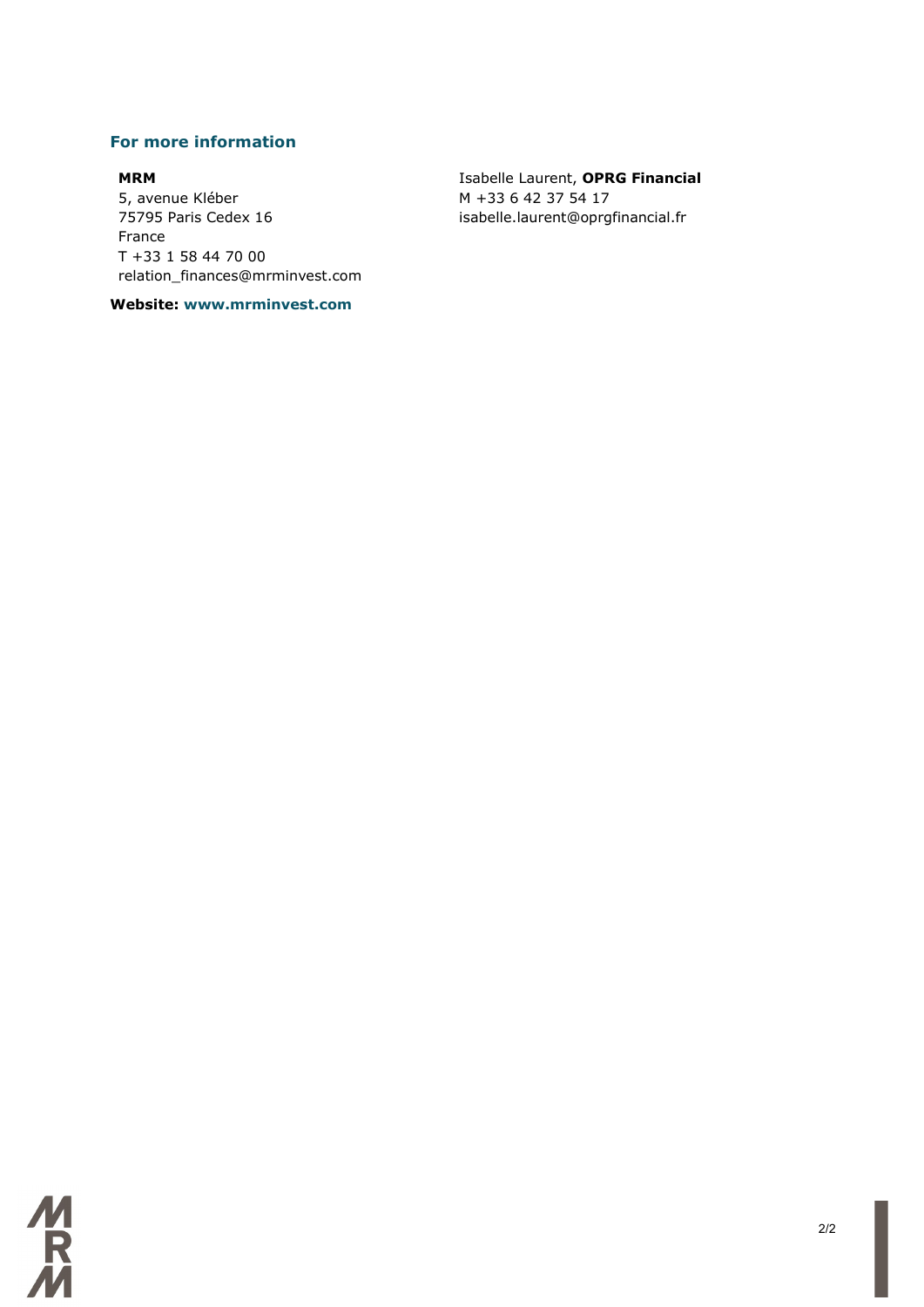## For more information

**MRM**
5, avenue Kléber
75795 Paris Cedex 16
France
T +33 1 58 44 70 00
relation_finances@mrminvest.com

Isabelle Laurent, **OPRG Financial**
M +33 6 42 37 54 17
isabelle.laurent@oprgfinancial.fr

**Website: www.mrminvest.com**